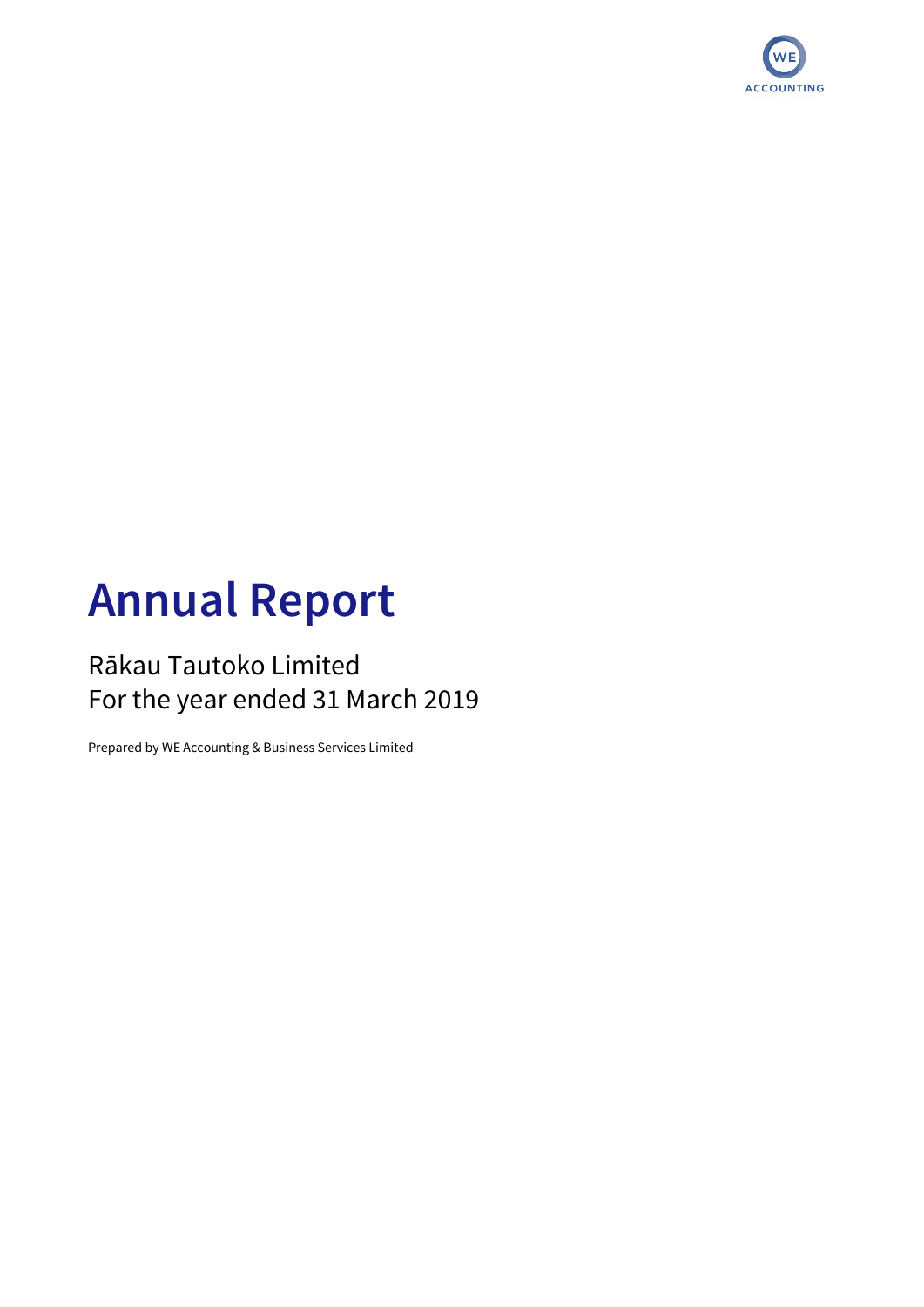# Annual Report

Rākau Tautoko Limited
For the year ended 31 March 2019

Prepared by WE Accounting & Business Services Limited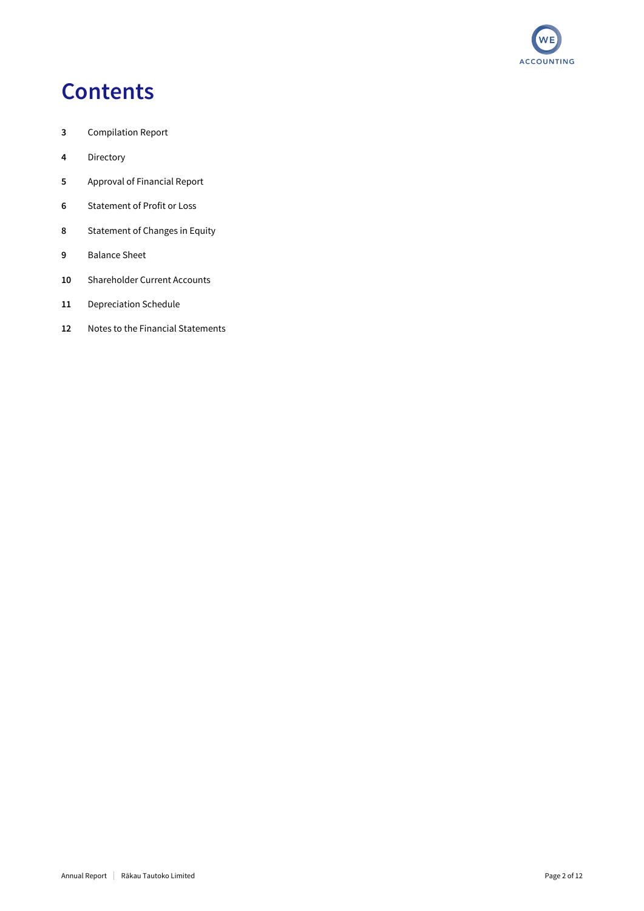# Contents

| | |
|---|---|
| **3** | Compilation Report |
| **4** | Directory |
| **5** | Approval of Financial Report |
| **6** | Statement of Profit or Loss |
| **8** | Statement of Changes in Equity |
| **9** | Balance Sheet |
| **10** | Shareholder Current Accounts |
| **11** | Depreciation Schedule |
| **12** | Notes to the Financial Statements |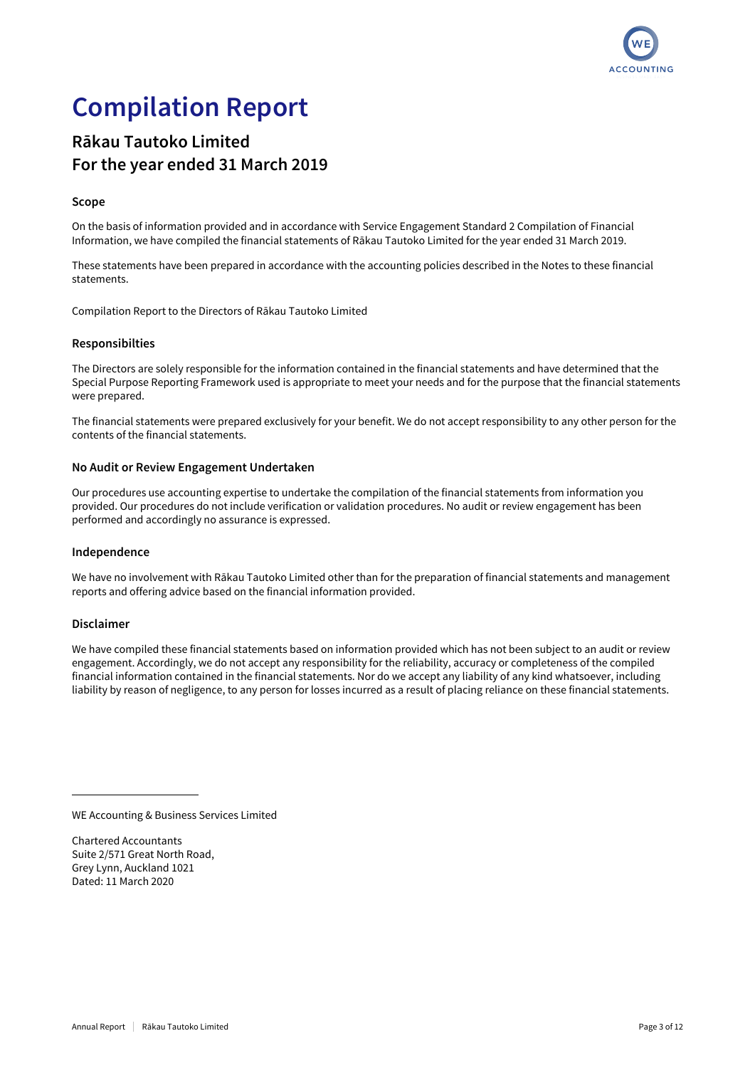# Compilation Report

## Rākau Tautoko Limited
## For the year ended 31 March 2019

### Scope

On the basis of information provided and in accordance with Service Engagement Standard 2 Compilation of Financial Information, we have compiled the financial statements of Rākau Tautoko Limited for the year ended 31 March 2019.

These statements have been prepared in accordance with the accounting policies described in the Notes to these financial statements.

Compilation Report to the Directors of Rākau Tautoko Limited

### Responsibilties

The Directors are solely responsible for the information contained in the financial statements and have determined that the Special Purpose Reporting Framework used is appropriate to meet your needs and for the purpose that the financial statements were prepared.

The financial statements were prepared exclusively for your benefit. We do not accept responsibility to any other person for the contents of the financial statements.

### No Audit or Review Engagement Undertaken

Our procedures use accounting expertise to undertake the compilation of the financial statements from information you provided. Our procedures do not include verification or validation procedures. No audit or review engagement has been performed and accordingly no assurance is expressed.

### Independence

We have no involvement with Rākau Tautoko Limited other than for the preparation of financial statements and management reports and offering advice based on the financial information provided.

### Disclaimer

We have compiled these financial statements based on information provided which has not been subject to an audit or review engagement. Accordingly, we do not accept any responsibility for the reliability, accuracy or completeness of the compiled financial information contained in the financial statements. Nor do we accept any liability of any kind whatsoever, including liability by reason of negligence, to any person for losses incurred as a result of placing reliance on these financial statements.

WE Accounting & Business Services Limited

Chartered Accountants
Suite 2/571 Great North Road,
Grey Lynn, Auckland 1021
Dated: 11 March 2020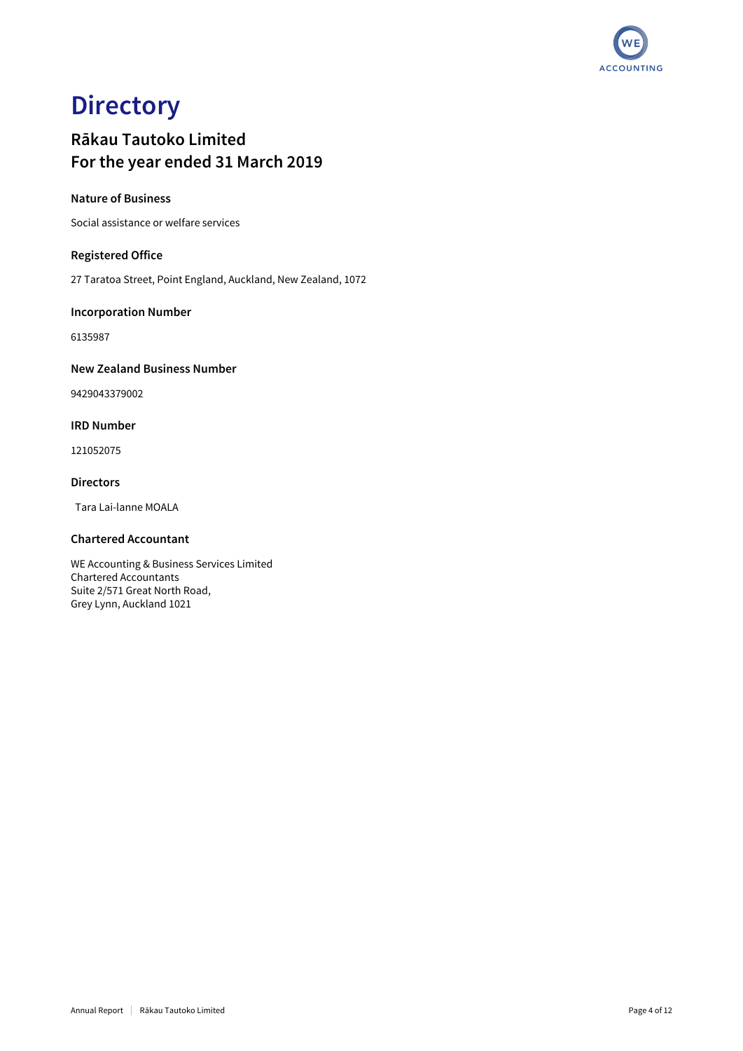# Directory

## Rākau Tautoko Limited
## For the year ended 31 March 2019

### Nature of Business

Social assistance or welfare services

### Registered Office

27 Taratoa Street, Point England, Auckland, New Zealand, 1072

### Incorporation Number

6135987

### New Zealand Business Number

9429043379002

### IRD Number

121052075

### Directors

Tara Lai-lanne MOALA

### Chartered Accountant

WE Accounting & Business Services Limited
Chartered Accountants
Suite 2/571 Great North Road,
Grey Lynn, Auckland 1021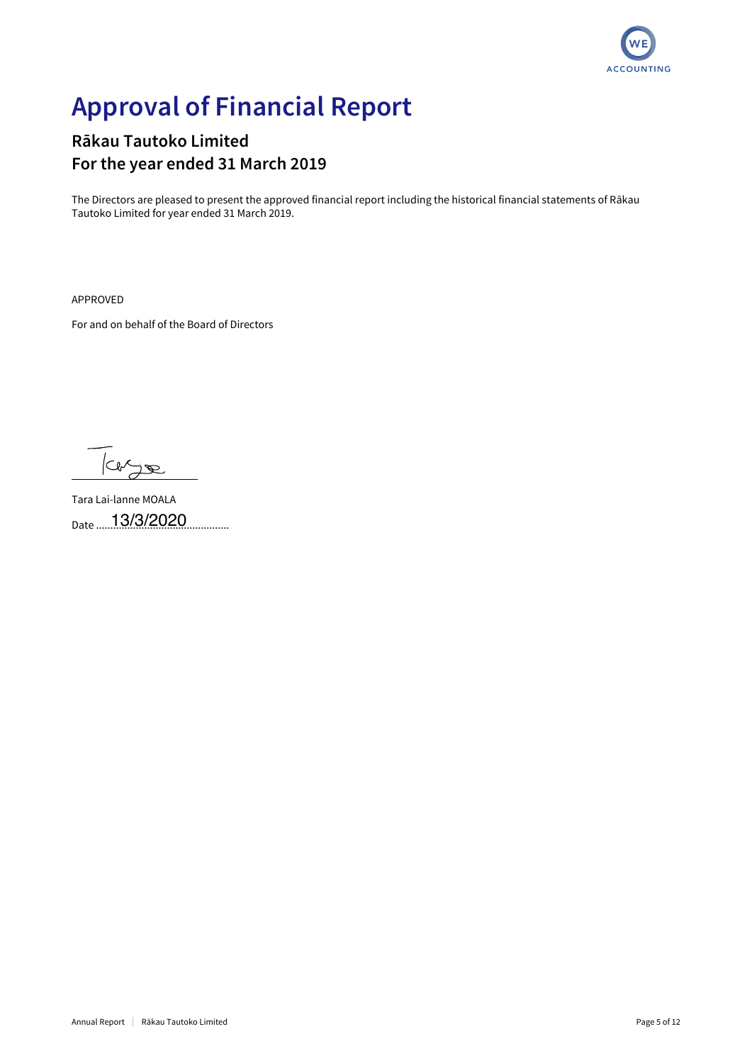# Approval of Financial Report

## Rākau Tautoko Limited
## For the year ended 31 March 2019

The Directors are pleased to present the approved financial report including the historical financial statements of Rākau Tautoko Limited for year ended 31 March 2019.

APPROVED

For and on behalf of the Board of Directors

Tara Lai-lanne MOALA

Date 13/3/2020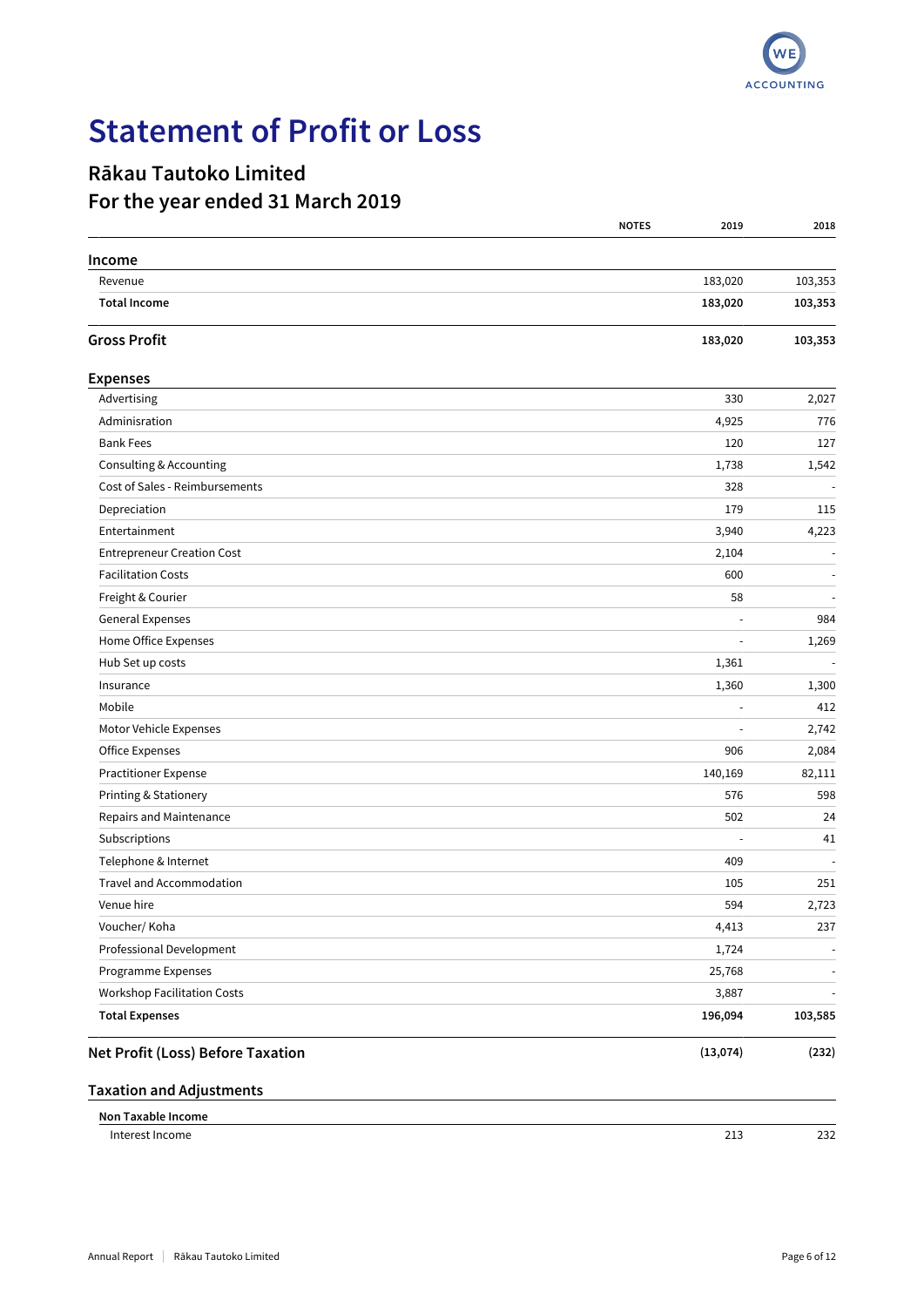# Statement of Profit or Loss

## Rākau Tautoko Limited
## For the year ended 31 March 2019

| | NOTES | 2019 | 2018 |
|---|---|---|---|
| **Income** | | | |
| Revenue | | 183,020 | 103,353 |
| **Total Income** | | **183,020** | **103,353** |
| **Gross Profit** | | **183,020** | **103,353** |
| **Expenses** | | | |
| Advertising | | 330 | 2,027 |
| Adminisration | | 4,925 | 776 |
| Bank Fees | | 120 | 127 |
| Consulting & Accounting | | 1,738 | 1,542 |
| Cost of Sales - Reimbursements | | 328 | - |
| Depreciation | | 179 | 115 |
| Entertainment | | 3,940 | 4,223 |
| Entrepreneur Creation Cost | | 2,104 | - |
| Facilitation Costs | | 600 | - |
| Freight & Courier | | 58 | - |
| General Expenses | | - | 984 |
| Home Office Expenses | | - | 1,269 |
| Hub Set up costs | | 1,361 | - |
| Insurance | | 1,360 | 1,300 |
| Mobile | | - | 412 |
| Motor Vehicle Expenses | | - | 2,742 |
| Office Expenses | | 906 | 2,084 |
| Practitioner Expense | | 140,169 | 82,111 |
| Printing & Stationery | | 576 | 598 |
| Repairs and Maintenance | | 502 | 24 |
| Subscriptions | | - | 41 |
| Telephone & Internet | | 409 | - |
| Travel and Accommodation | | 105 | 251 |
| Venue hire | | 594 | 2,723 |
| Voucher/ Koha | | 4,413 | 237 |
| Professional Development | | 1,724 | - |
| Programme Expenses | | 25,768 | - |
| Workshop Facilitation Costs | | 3,887 | - |
| **Total Expenses** | | **196,094** | **103,585** |
| **Net Profit (Loss) Before Taxation** | | **(13,074)** | **(232)** |
| **Taxation and Adjustments** | | | |
| **Non Taxable Income** | | | |
| Interest Income | | 213 | 232 |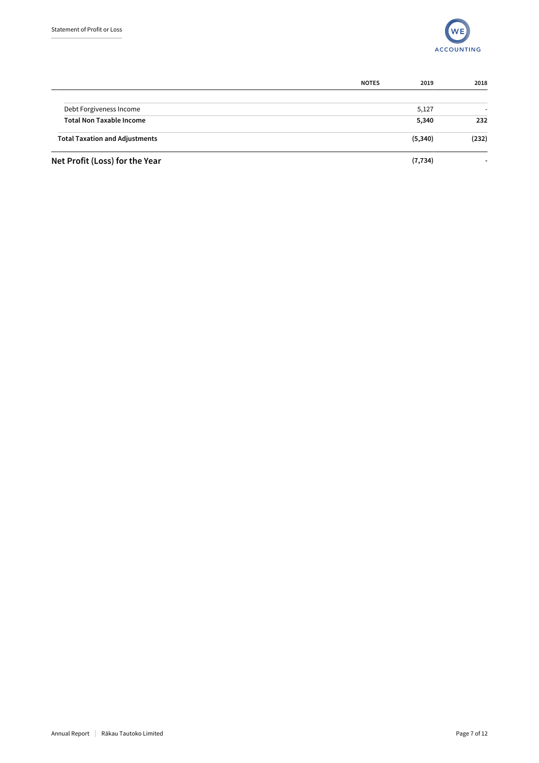| | NOTES | 2019 | 2018 |
|---|---|---|---|
| Debt Forgiveness Income | | 5,127 | - |
| **Total Non Taxable Income** | | **5,340** | **232** |
| **Total Taxation and Adjustments** | | **(5,340)** | **(232)** |
| **Net Profit (Loss) for the Year** | | **(7,734)** | **-** |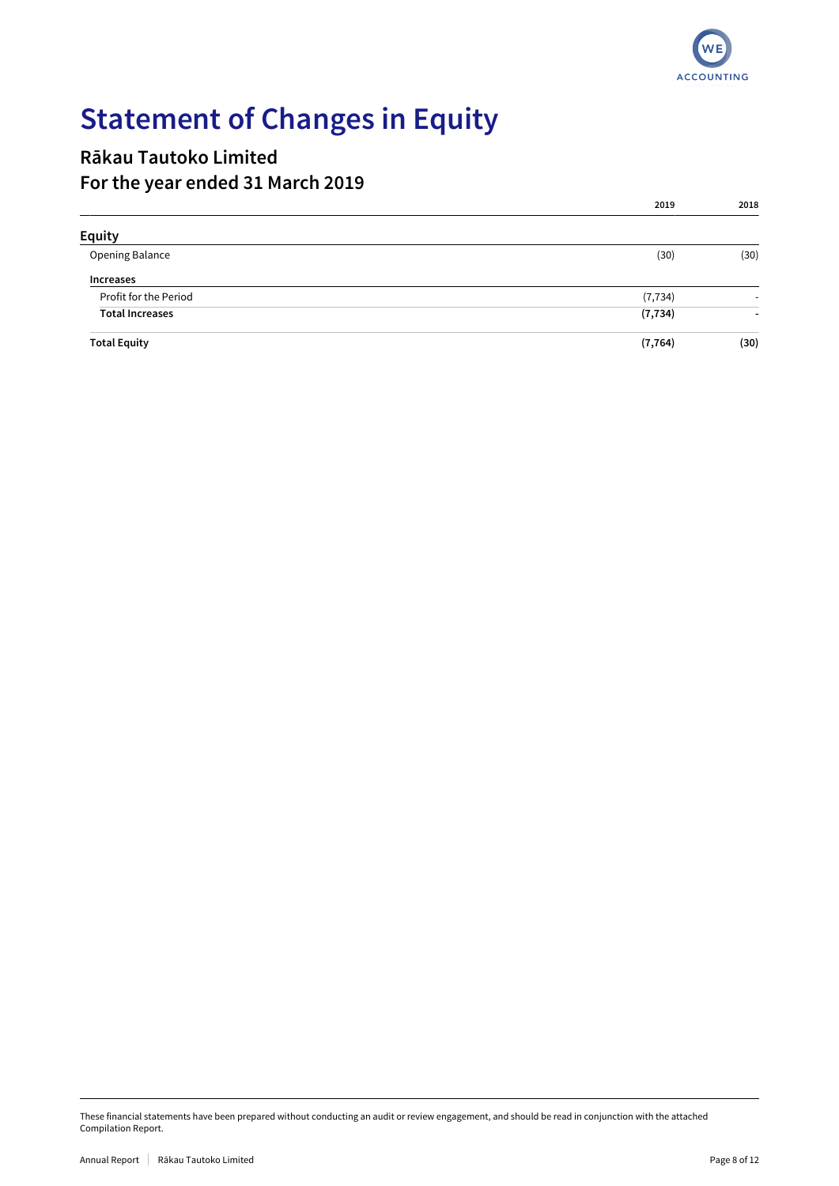# Statement of Changes in Equity

## Rākau Tautoko Limited
## For the year ended 31 March 2019

| | 2019 | 2018 |
|---|---|---|
| **Equity** | | |
| Opening Balance | (30) | (30) |
| **Increases** | | |
| Profit for the Period | (7,734) | - |
| **Total Increases** | **(7,734)** | **-** |
| **Total Equity** | **(7,764)** | **(30)** |

These financial statements have been prepared without conducting an audit or review engagement, and should be read in conjunction with the attached Compilation Report.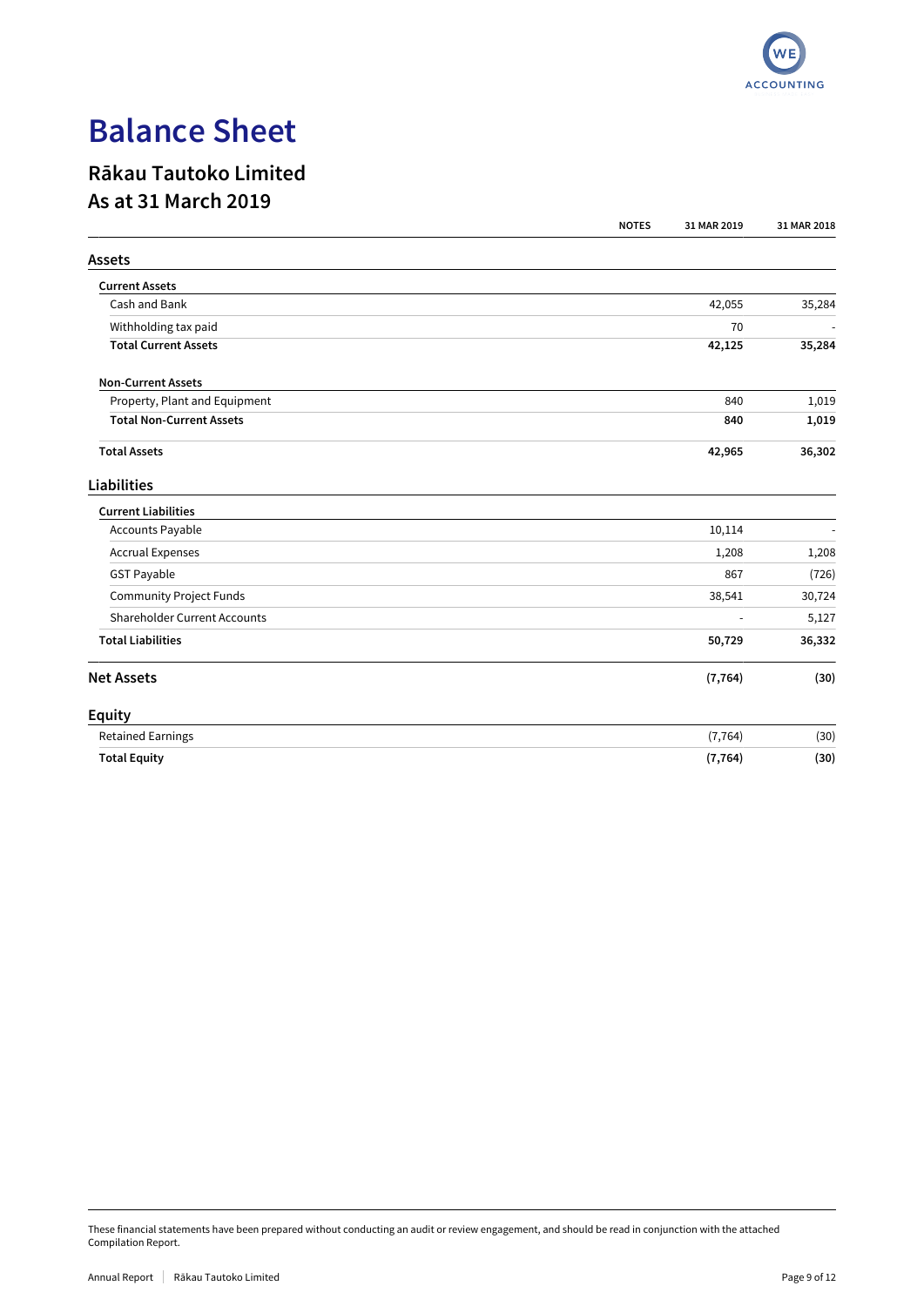# Balance Sheet

## Rākau Tautoko Limited
## As at 31 March 2019

| | NOTES | 31 MAR 2019 | 31 MAR 2018 |
|---|---|---|---|
| **Assets** | | | |
| **Current Assets** | | | |
| Cash and Bank | | 42,055 | 35,284 |
| Withholding tax paid | | 70 | - |
| **Total Current Assets** | | **42,125** | **35,284** |
| **Non-Current Assets** | | | |
| Property, Plant and Equipment | | 840 | 1,019 |
| **Total Non-Current Assets** | | **840** | **1,019** |
| **Total Assets** | | **42,965** | **36,302** |
| **Liabilities** | | | |
| **Current Liabilities** | | | |
| Accounts Payable | | 10,114 | - |
| Accrual Expenses | | 1,208 | 1,208 |
| GST Payable | | 867 | (726) |
| Community Project Funds | | 38,541 | 30,724 |
| Shareholder Current Accounts | | - | 5,127 |
| **Total Liabilities** | | **50,729** | **36,332** |
| **Net Assets** | | **(7,764)** | **(30)** |
| **Equity** | | | |
| Retained Earnings | | (7,764) | (30) |
| **Total Equity** | | **(7,764)** | **(30)** |

These financial statements have been prepared without conducting an audit or review engagement, and should be read in conjunction with the attached Compilation Report.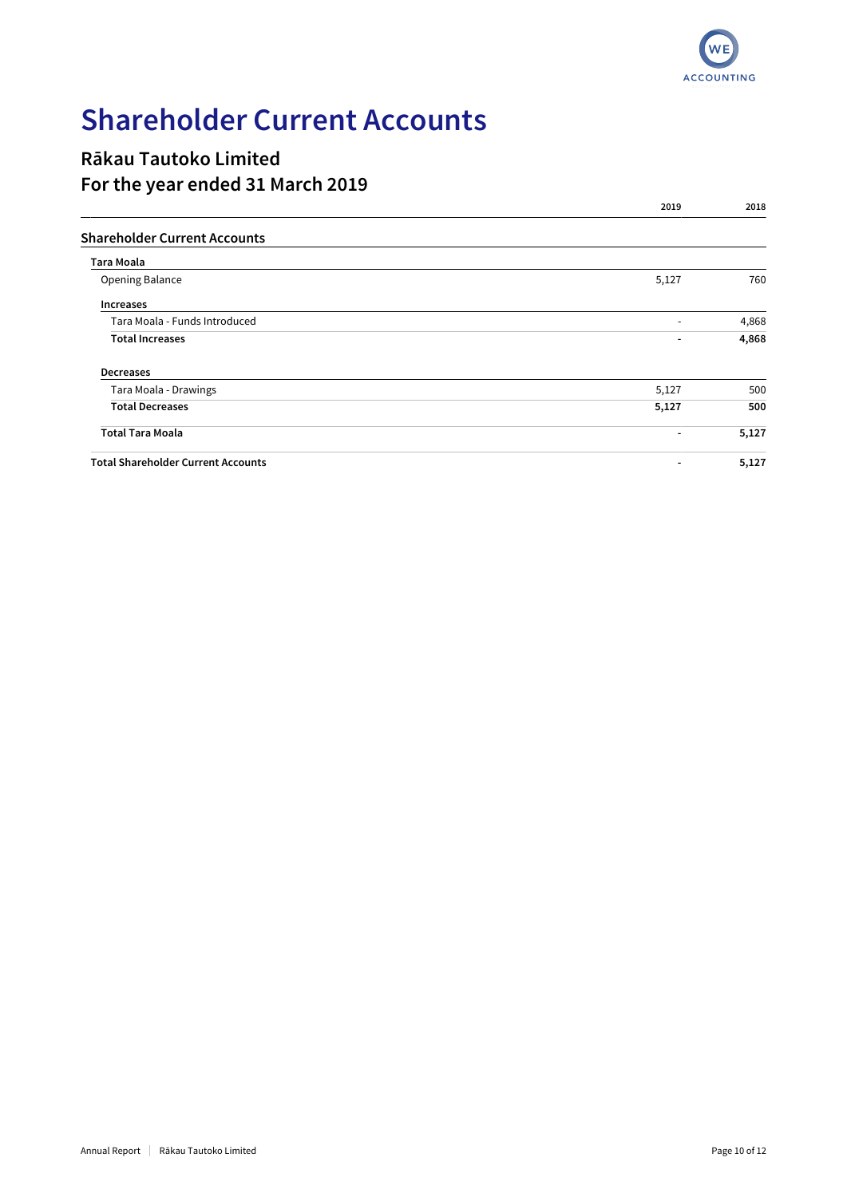# Shareholder Current Accounts

## Rākau Tautoko Limited
## For the year ended 31 March 2019

| | 2019 | 2018 |
|---|---|---|
| **Shareholder Current Accounts** | | |
| **Tara Moala** | | |
| Opening Balance | 5,127 | 760 |
| **Increases** | | |
| Tara Moala - Funds Introduced | - | 4,868 |
| **Total Increases** | **-** | **4,868** |
| **Decreases** | | |
| Tara Moala - Drawings | 5,127 | 500 |
| **Total Decreases** | **5,127** | **500** |
| **Total Tara Moala** | **-** | **5,127** |
| **Total Shareholder Current Accounts** | **-** | **5,127** |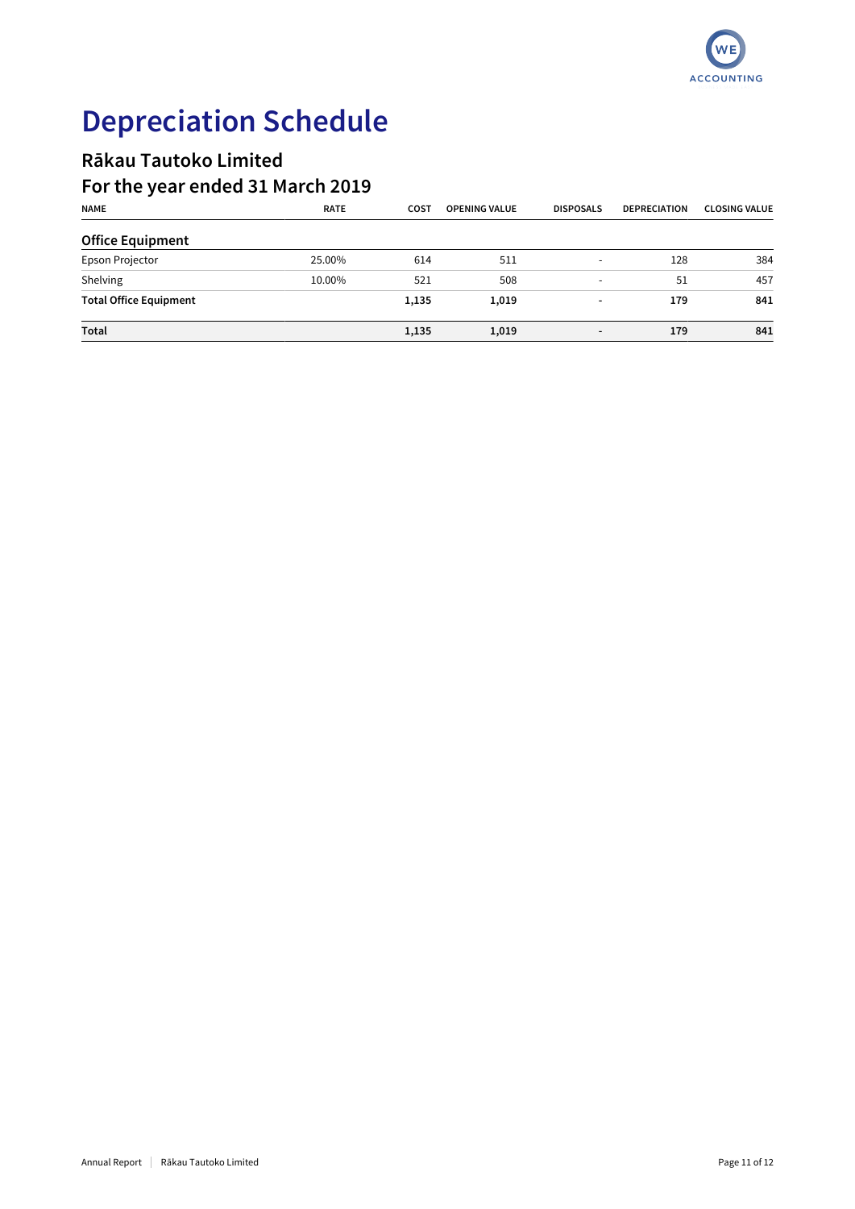# Depreciation Schedule

## Rākau Tautoko Limited

## For the year ended 31 March 2019

| NAME | RATE | COST | OPENING VALUE | DISPOSALS | DEPRECIATION | CLOSING VALUE |
|---|---|---|---|---|---|---|
| **Office Equipment** | | | | | | |
| Epson Projector | 25.00% | 614 | 511 | - | 128 | 384 |
| Shelving | 10.00% | 521 | 508 | - | 51 | 457 |
| **Total Office Equipment** | | **1,135** | **1,019** | **-** | **179** | **841** |
| **Total** | | **1,135** | **1,019** | **-** | **179** | **841** |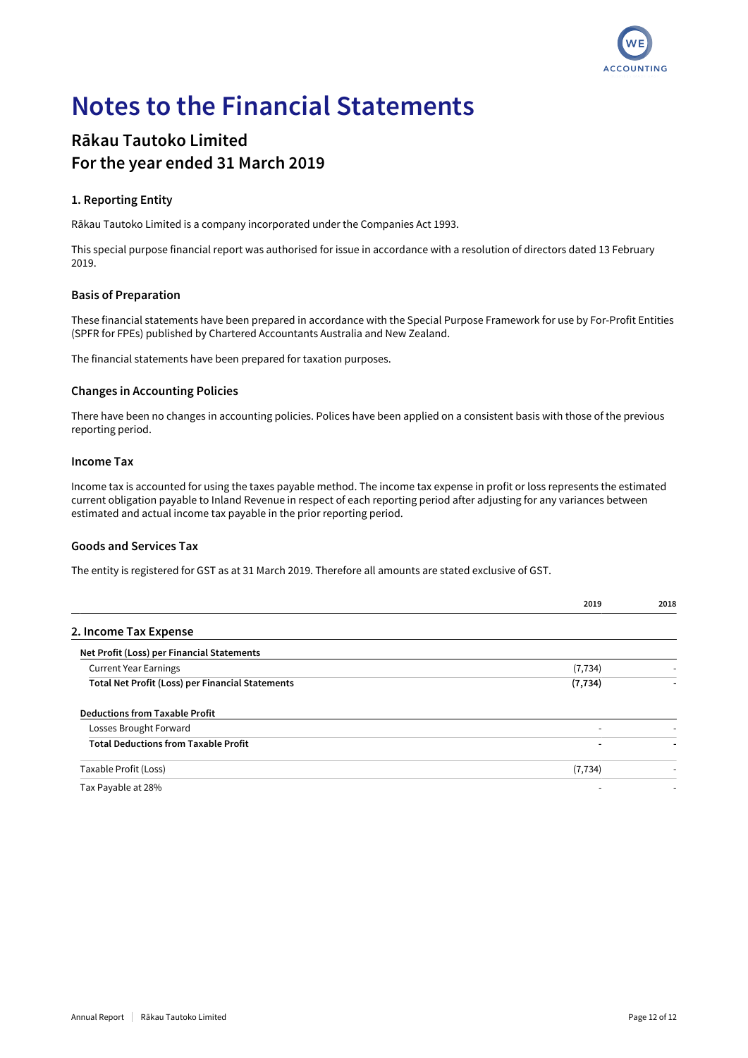# Notes to the Financial Statements

## Rākau Tautoko Limited
## For the year ended 31 March 2019

### 1. Reporting Entity

Rākau Tautoko Limited is a company incorporated under the Companies Act 1993.

This special purpose financial report was authorised for issue in accordance with a resolution of directors dated 13 February 2019.

### Basis of Preparation

These financial statements have been prepared in accordance with the Special Purpose Framework for use by For-Profit Entities (SPFR for FPEs) published by Chartered Accountants Australia and New Zealand.

The financial statements have been prepared for taxation purposes.

### Changes in Accounting Policies

There have been no changes in accounting policies. Polices have been applied on a consistent basis with those of the previous reporting period.

### Income Tax

Income tax is accounted for using the taxes payable method. The income tax expense in profit or loss represents the estimated current obligation payable to Inland Revenue in respect of each reporting period after adjusting for any variances between estimated and actual income tax payable in the prior reporting period.

### Goods and Services Tax

The entity is registered for GST as at 31 March 2019. Therefore all amounts are stated exclusive of GST.

| | 2019 | 2018 |
|---|---|---|
| **2. Income Tax Expense** | | |
| **Net Profit (Loss) per Financial Statements** | | |
| Current Year Earnings | (7,734) | - |
| **Total Net Profit (Loss) per Financial Statements** | **(7,734)** | **-** |
| **Deductions from Taxable Profit** | | |
| Losses Brought Forward | - | - |
| **Total Deductions from Taxable Profit** | **-** | **-** |
| Taxable Profit (Loss) | (7,734) | - |
| Tax Payable at 28% | - | - |